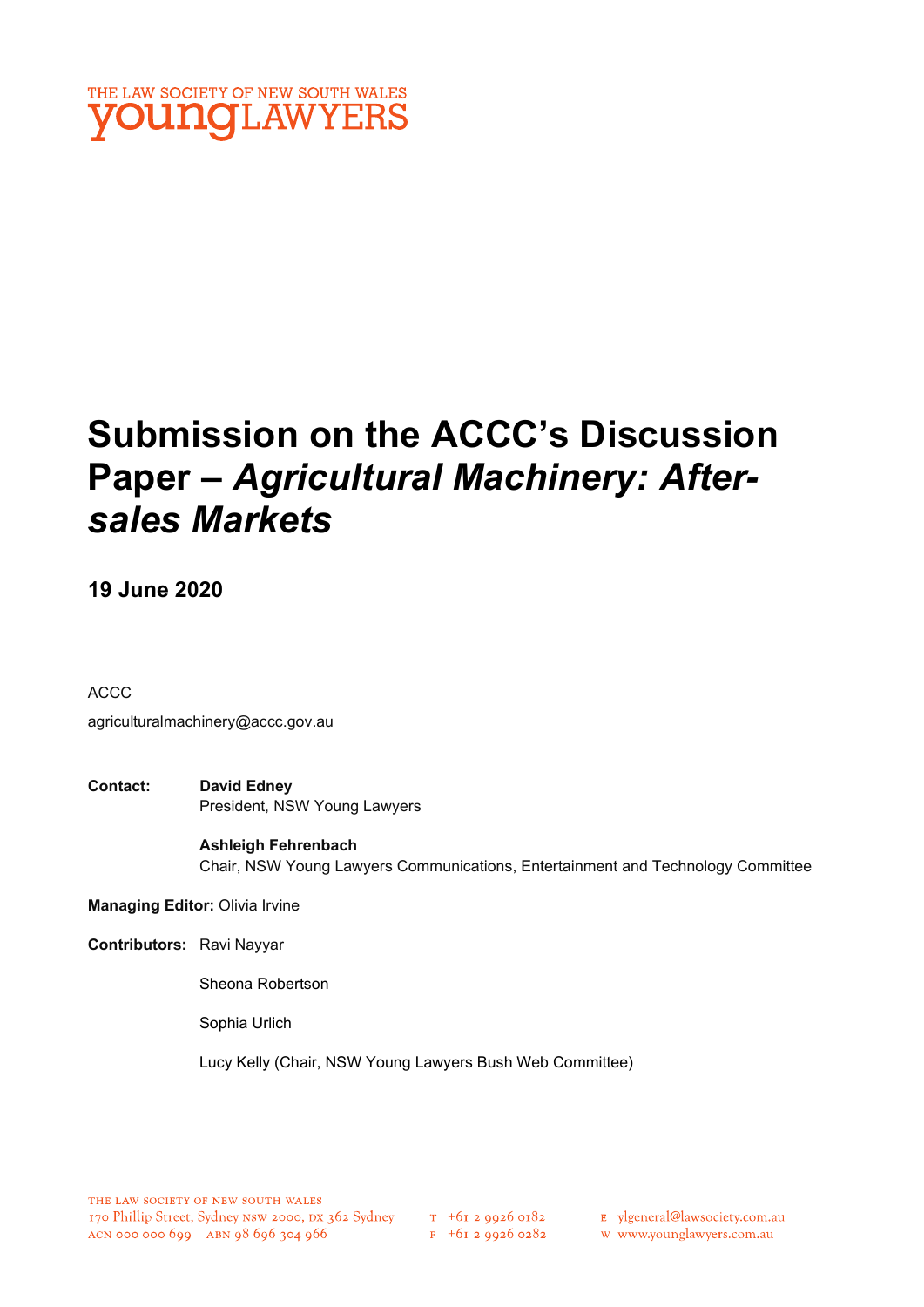THE LAW SOCIETY OF NEW SOUTH WALES
youngLAWYERS

# Submission on the ACCC's Discussion Paper – *Agricultural Machinery: After-sales Markets*

**19 June 2020**

ACCC

agriculturalmachinery@accc.gov.au

**Contact:** **David Edney**
President, NSW Young Lawyers

**Ashleigh Fehrenbach**
Chair, NSW Young Lawyers Communications, Entertainment and Technology Committee

**Managing Editor:** Olivia Irvine

**Contributors:** Ravi Nayyar

Sheona Robertson

Sophia Urlich

Lucy Kelly (Chair, NSW Young Lawyers Bush Web Committee)

THE LAW SOCIETY OF NEW SOUTH WALES
170 Phillip Street, Sydney NSW 2000, DX 362 Sydney
ACN 000 000 699 ABN 98 696 304 966

T +61 2 9926 0182
F +61 2 9926 0282

E ylgeneral@lawsociety.com.au
W www.younglawyers.com.au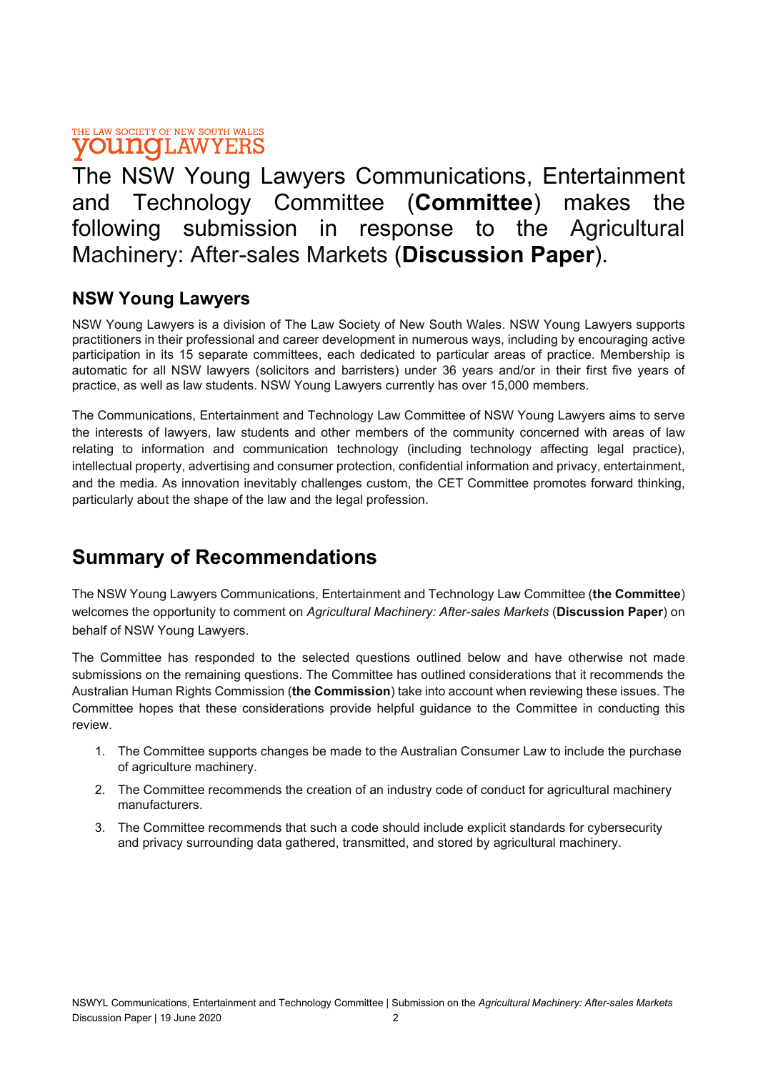THE LAW SOCIETY OF NEW SOUTH WALES
**young**LAWYERS

# The NSW Young Lawyers Communications, Entertainment and Technology Committee (**Committee**) makes the following submission in response to the Agricultural Machinery: After-sales Markets (**Discussion Paper**).

### NSW Young Lawyers

NSW Young Lawyers is a division of The Law Society of New South Wales. NSW Young Lawyers supports practitioners in their professional and career development in numerous ways, including by encouraging active participation in its 15 separate committees, each dedicated to particular areas of practice. Membership is automatic for all NSW lawyers (solicitors and barristers) under 36 years and/or in their first five years of practice, as well as law students. NSW Young Lawyers currently has over 15,000 members.

The Communications, Entertainment and Technology Law Committee of NSW Young Lawyers aims to serve the interests of lawyers, law students and other members of the community concerned with areas of law relating to information and communication technology (including technology affecting legal practice), intellectual property, advertising and consumer protection, confidential information and privacy, entertainment, and the media. As innovation inevitably challenges custom, the CET Committee promotes forward thinking, particularly about the shape of the law and the legal profession.

## Summary of Recommendations

The NSW Young Lawyers Communications, Entertainment and Technology Law Committee (**the Committee**) welcomes the opportunity to comment on *Agricultural Machinery: After-sales Markets* (**Discussion Paper**) on behalf of NSW Young Lawyers.

The Committee has responded to the selected questions outlined below and have otherwise not made submissions on the remaining questions. The Committee has outlined considerations that it recommends the Australian Human Rights Commission (**the Commission**) take into account when reviewing these issues. The Committee hopes that these considerations provide helpful guidance to the Committee in conducting this review.

1. The Committee supports changes be made to the Australian Consumer Law to include the purchase of agriculture machinery.
2. The Committee recommends the creation of an industry code of conduct for agricultural machinery manufacturers.
3. The Committee recommends that such a code should include explicit standards for cybersecurity and privacy surrounding data gathered, transmitted, and stored by agricultural machinery.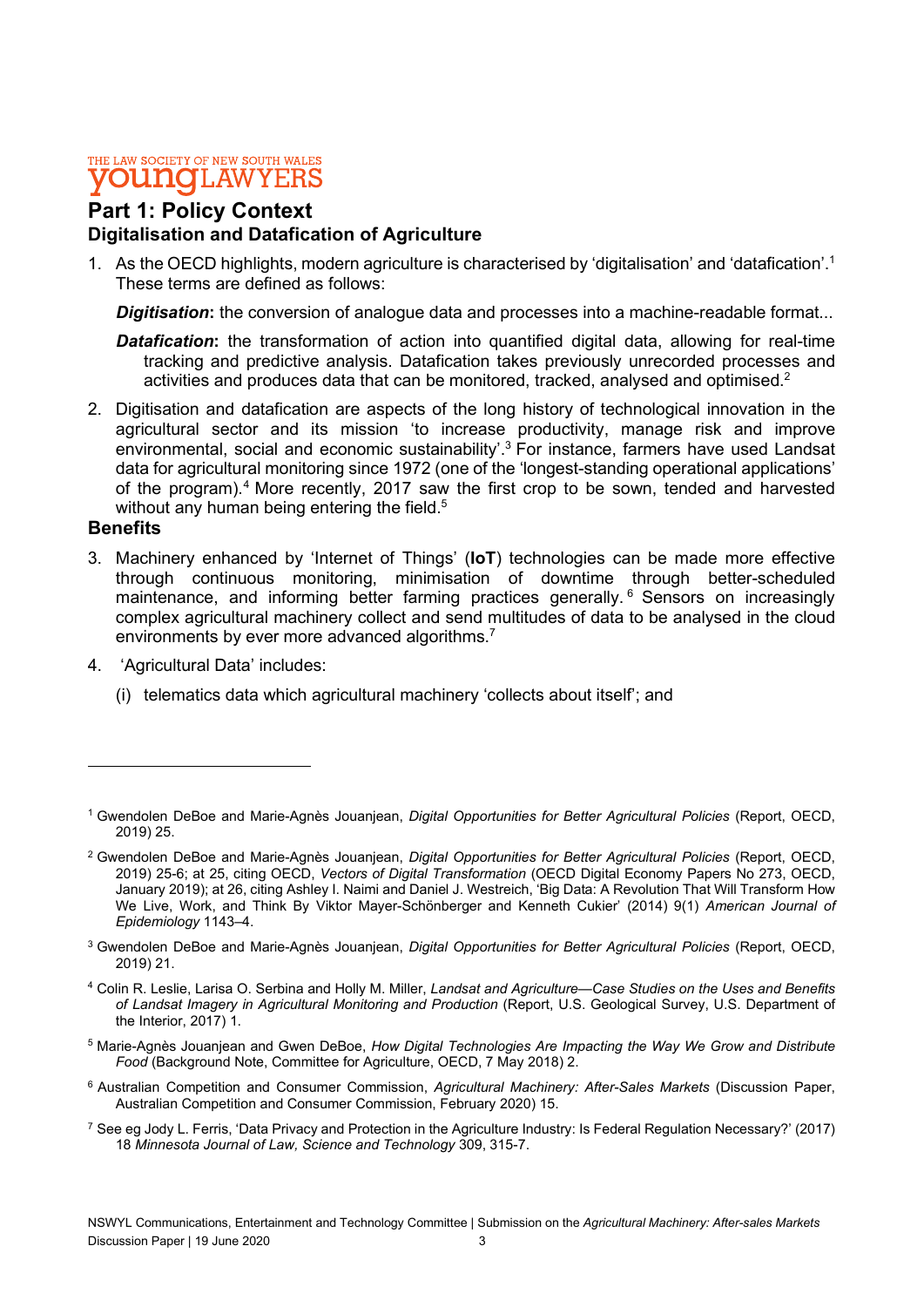# Part 1: Policy Context

## Digitalisation and Datafication of Agriculture

1. As the OECD highlights, modern agriculture is characterised by 'digitalisation' and 'datafication'.[1] These terms are defined as follows:

   ***Digitisation*****:** the conversion of analogue data and processes into a machine-readable format...

   ***Datafication*****:** the transformation of action into quantified digital data, allowing for real-time tracking and predictive analysis. Datafication takes previously unrecorded processes and activities and produces data that can be monitored, tracked, analysed and optimised.[2]

2. Digitisation and datafication are aspects of the long history of technological innovation in the agricultural sector and its mission 'to increase productivity, manage risk and improve environmental, social and economic sustainability'.[3] For instance, farmers have used Landsat data for agricultural monitoring since 1972 (one of the 'longest-standing operational applications' of the program).[4] More recently, 2017 saw the first crop to be sown, tended and harvested without any human being entering the field.[5]

## Benefits

3. Machinery enhanced by 'Internet of Things' (**IoT**) technologies can be made more effective through continuous monitoring, minimisation of downtime through better-scheduled maintenance, and informing better farming practices generally.[6] Sensors on increasingly complex agricultural machinery collect and send multitudes of data to be analysed in the cloud environments by ever more advanced algorithms.[7]

4. 'Agricultural Data' includes:

   (i) telematics data which agricultural machinery 'collects about itself'; and

---

[1] Gwendolen DeBoe and Marie-Agnès Jouanjean, *Digital Opportunities for Better Agricultural Policies* (Report, OECD, 2019) 25.

[2] Gwendolen DeBoe and Marie-Agnès Jouanjean, *Digital Opportunities for Better Agricultural Policies* (Report, OECD, 2019) 25-6; at 25, citing OECD, *Vectors of Digital Transformation* (OECD Digital Economy Papers No 273, OECD, January 2019); at 26, citing Ashley I. Naimi and Daniel J. Westreich, 'Big Data: A Revolution That Will Transform How We Live, Work, and Think By Viktor Mayer-Schönberger and Kenneth Cukier' (2014) 9(1) *American Journal of Epidemiology* 1143–4.

[3] Gwendolen DeBoe and Marie-Agnès Jouanjean, *Digital Opportunities for Better Agricultural Policies* (Report, OECD, 2019) 21.

[4] Colin R. Leslie, Larisa O. Serbina and Holly M. Miller, *Landsat and Agriculture—Case Studies on the Uses and Benefits of Landsat Imagery in Agricultural Monitoring and Production* (Report, U.S. Geological Survey, U.S. Department of the Interior, 2017) 1.

[5] Marie-Agnès Jouanjean and Gwen DeBoe, *How Digital Technologies Are Impacting the Way We Grow and Distribute Food* (Background Note, Committee for Agriculture, OECD, 7 May 2018) 2.

[6] Australian Competition and Consumer Commission, *Agricultural Machinery: After-Sales Markets* (Discussion Paper, Australian Competition and Consumer Commission, February 2020) 15.

[7] See eg Jody L. Ferris, 'Data Privacy and Protection in the Agriculture Industry: Is Federal Regulation Necessary?' (2017) 18 *Minnesota Journal of Law, Science and Technology* 309, 315-7.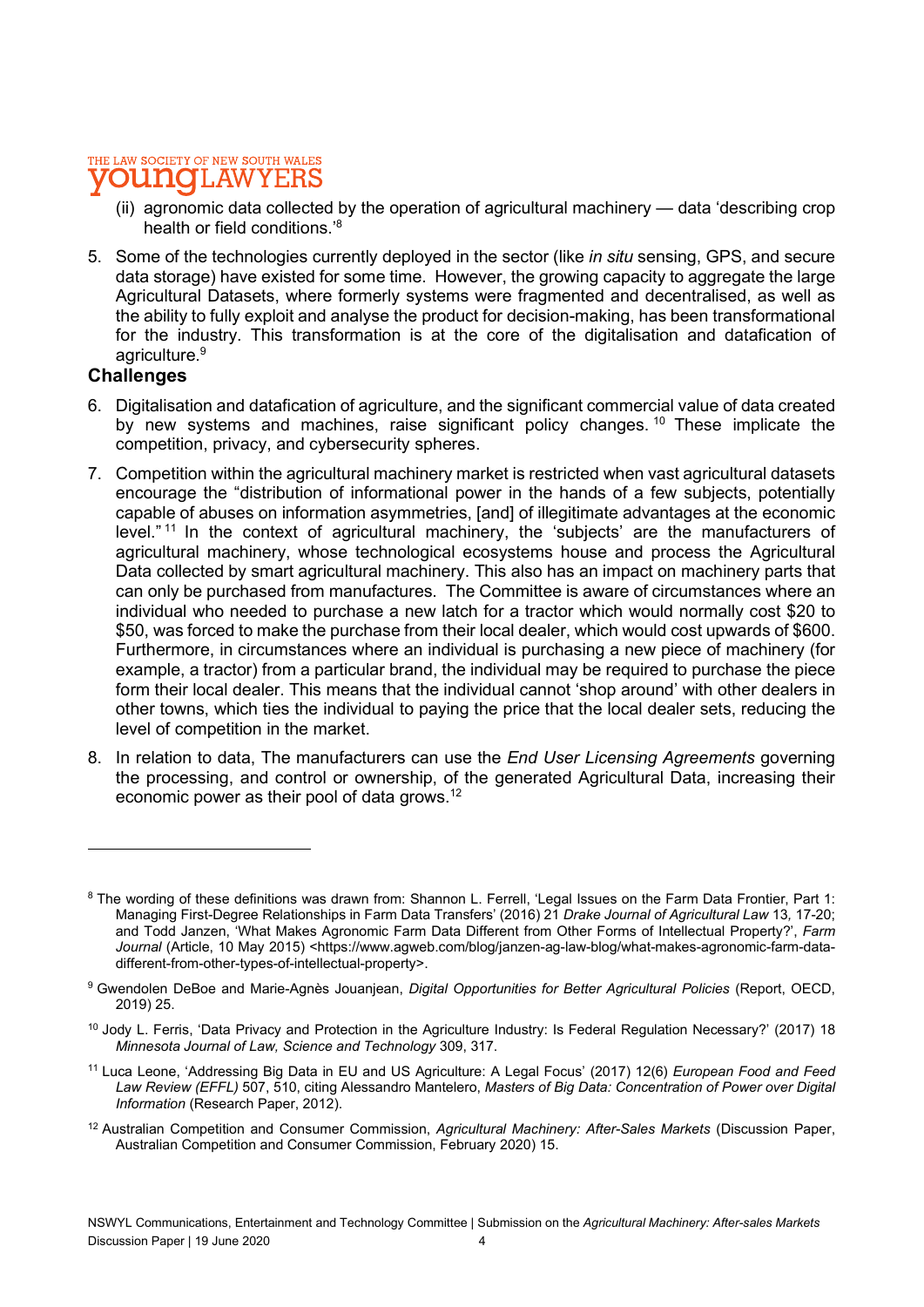(ii) agronomic data collected by the operation of agricultural machinery — data 'describing crop health or field conditions.'[8]

5. Some of the technologies currently deployed in the sector (like *in situ* sensing, GPS, and secure data storage) have existed for some time. However, the growing capacity to aggregate the large Agricultural Datasets, where formerly systems were fragmented and decentralised, as well as the ability to fully exploit and analyse the product for decision-making, has been transformational for the industry. This transformation is at the core of the digitalisation and datafication of agriculture.[9]

## Challenges

6. Digitalisation and datafication of agriculture, and the significant commercial value of data created by new systems and machines, raise significant policy changes.[10] These implicate the competition, privacy, and cybersecurity spheres.

7. Competition within the agricultural machinery market is restricted when vast agricultural datasets encourage the "distribution of informational power in the hands of a few subjects, potentially capable of abuses on information asymmetries, [and] of illegitimate advantages at the economic level."[11] In the context of agricultural machinery, the 'subjects' are the manufacturers of agricultural machinery, whose technological ecosystems house and process the Agricultural Data collected by smart agricultural machinery. This also has an impact on machinery parts that can only be purchased from manufactures. The Committee is aware of circumstances where an individual who needed to purchase a new latch for a tractor which would normally cost $20 to $50, was forced to make the purchase from their local dealer, which would cost upwards of $600. Furthermore, in circumstances where an individual is purchasing a new piece of machinery (for example, a tractor) from a particular brand, the individual may be required to purchase the piece form their local dealer. This means that the individual cannot 'shop around' with other dealers in other towns, which ties the individual to paying the price that the local dealer sets, reducing the level of competition in the market.

8. In relation to data, The manufacturers can use the *End User Licensing Agreements* governing the processing, and control or ownership, of the generated Agricultural Data, increasing their economic power as their pool of data grows.[12]

---

[8] The wording of these definitions was drawn from: Shannon L. Ferrell, 'Legal Issues on the Farm Data Frontier, Part 1: Managing First-Degree Relationships in Farm Data Transfers' (2016) 21 *Drake Journal of Agricultural Law* 13, 17-20; and Todd Janzen, 'What Makes Agronomic Farm Data Different from Other Forms of Intellectual Property?', *Farm Journal* (Article, 10 May 2015) <https://www.agweb.com/blog/janzen-ag-law-blog/what-makes-agronomic-farm-data-different-from-other-types-of-intellectual-property>.

[9] Gwendolen DeBoe and Marie-Agnès Jouanjean, *Digital Opportunities for Better Agricultural Policies* (Report, OECD, 2019) 25.

[10] Jody L. Ferris, 'Data Privacy and Protection in the Agriculture Industry: Is Federal Regulation Necessary?' (2017) 18 *Minnesota Journal of Law, Science and Technology* 309, 317.

[11] Luca Leone, 'Addressing Big Data in EU and US Agriculture: A Legal Focus' (2017) 12(6) *European Food and Feed Law Review (EFFL)* 507, 510, citing Alessandro Mantelero, *Masters of Big Data: Concentration of Power over Digital Information* (Research Paper, 2012).

[12] Australian Competition and Consumer Commission, *Agricultural Machinery: After-Sales Markets* (Discussion Paper, Australian Competition and Consumer Commission, February 2020) 15.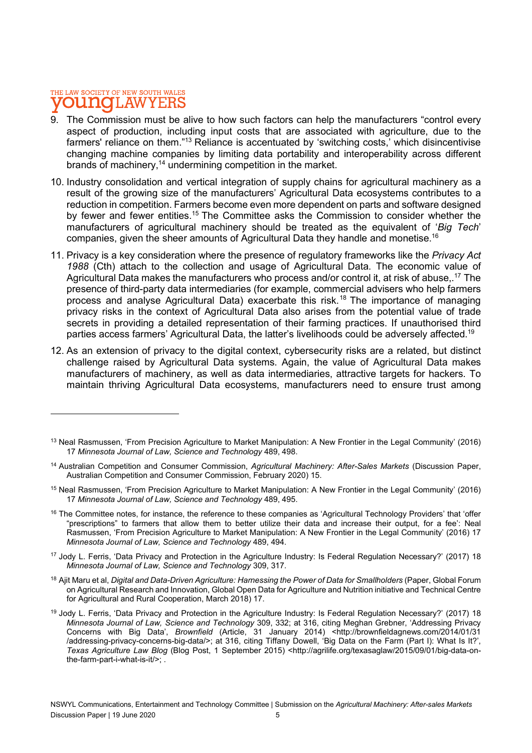9. The Commission must be alive to how such factors can help the manufacturers "control every aspect of production, including input costs that are associated with agriculture, due to the farmers' reliance on them."[13] Reliance is accentuated by 'switching costs,' which disincentivise changing machine companies by limiting data portability and interoperability across different brands of machinery,[14] undermining competition in the market.

10. Industry consolidation and vertical integration of supply chains for agricultural machinery as a result of the growing size of the manufacturers' Agricultural Data ecosystems contributes to a reduction in competition. Farmers become even more dependent on parts and software designed by fewer and fewer entities.[15] The Committee asks the Commission to consider whether the manufacturers of agricultural machinery should be treated as the equivalent of '*Big Tech*' companies, given the sheer amounts of Agricultural Data they handle and monetise.[16]

11. Privacy is a key consideration where the presence of regulatory frameworks like the *Privacy Act 1988* (Cth) attach to the collection and usage of Agricultural Data. The economic value of Agricultural Data makes the manufacturers who process and/or control it, at risk of abuse,.[17] The presence of third-party data intermediaries (for example, commercial advisers who help farmers process and analyse Agricultural Data) exacerbate this risk.[18] The importance of managing privacy risks in the context of Agricultural Data also arises from the potential value of trade secrets in providing a detailed representation of their farming practices. If unauthorised third parties access farmers' Agricultural Data, the latter's livelihoods could be adversely affected.[19]

12. As an extension of privacy to the digital context, cybersecurity risks are a related, but distinct challenge raised by Agricultural Data systems. Again, the value of Agricultural Data makes manufacturers of machinery, as well as data intermediaries, attractive targets for hackers. To maintain thriving Agricultural Data ecosystems, manufacturers need to ensure trust among

---

[13] Neal Rasmussen, 'From Precision Agriculture to Market Manipulation: A New Frontier in the Legal Community' (2016) 17 *Minnesota Journal of Law, Science and Technology* 489, 498.

[14] Australian Competition and Consumer Commission, *Agricultural Machinery: After-Sales Markets* (Discussion Paper, Australian Competition and Consumer Commission, February 2020) 15.

[15] Neal Rasmussen, 'From Precision Agriculture to Market Manipulation: A New Frontier in the Legal Community' (2016) 17 *Minnesota Journal of Law, Science and Technology* 489, 495.

[16] The Committee notes, for instance, the reference to these companies as 'Agricultural Technology Providers' that 'offer "prescriptions" to farmers that allow them to better utilize their data and increase their output, for a fee': Neal Rasmussen, 'From Precision Agriculture to Market Manipulation: A New Frontier in the Legal Community' (2016) 17 *Minnesota Journal of Law, Science and Technology* 489, 494.

[17] Jody L. Ferris, 'Data Privacy and Protection in the Agriculture Industry: Is Federal Regulation Necessary?' (2017) 18 *Minnesota Journal of Law, Science and Technology* 309, 317.

[18] Ajit Maru et al, *Digital and Data-Driven Agriculture: Harnessing the Power of Data for Smallholders* (Paper, Global Forum on Agricultural Research and Innovation, Global Open Data for Agriculture and Nutrition initiative and Technical Centre for Agricultural and Rural Cooperation, March 2018) 17.

[19] Jody L. Ferris, 'Data Privacy and Protection in the Agriculture Industry: Is Federal Regulation Necessary?' (2017) 18 *Minnesota Journal of Law, Science and Technology* 309, 332; at 316, citing Meghan Grebner, 'Addressing Privacy Concerns with Big Data', *Brownfield* (Article, 31 January 2014) <http://brownfieldagnews.com/2014/01/31/addressing-privacy-concerns-big-data/>; at 316, citing Tiffany Dowell, 'Big Data on the Farm (Part I): What Is It?', *Texas Agriculture Law Blog* (Blog Post, 1 September 2015) <http://agrilife.org/texasaglaw/2015/09/01/big-data-on-the-farm-part-i-what-is-it/>; .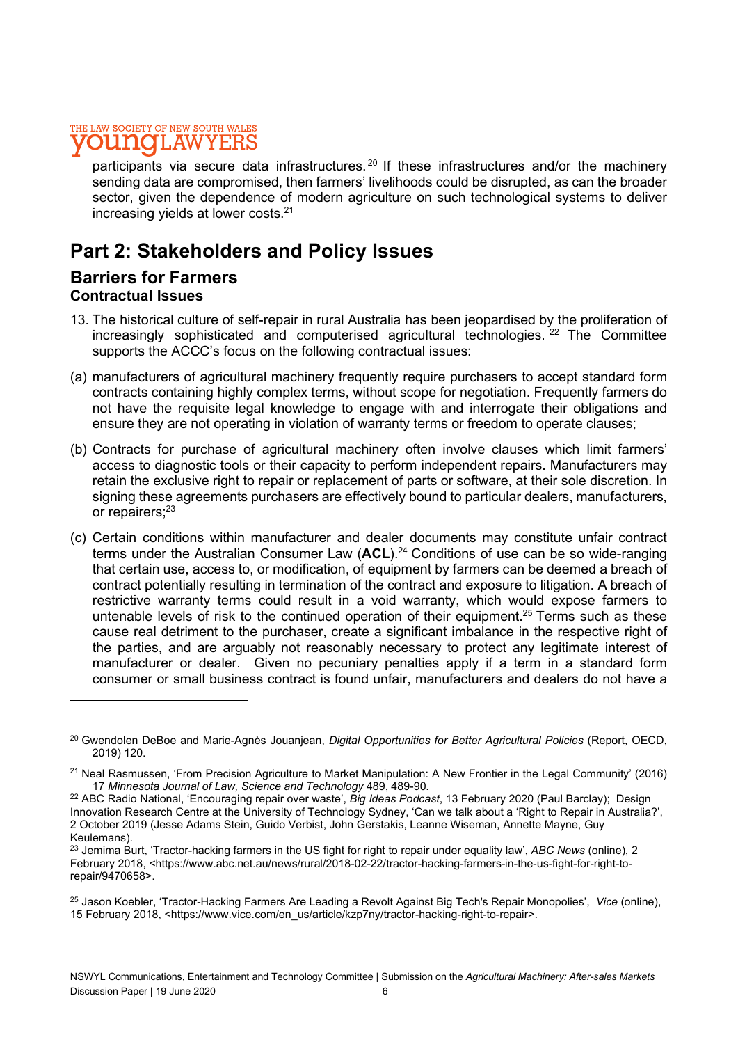participants via secure data infrastructures.[20] If these infrastructures and/or the machinery sending data are compromised, then farmers' livelihoods could be disrupted, as can the broader sector, given the dependence of modern agriculture on such technological systems to deliver increasing yields at lower costs.[21]

# Part 2: Stakeholders and Policy Issues

## Barriers for Farmers

### Contractual Issues

13. The historical culture of self-repair in rural Australia has been jeopardised by the proliferation of increasingly sophisticated and computerised agricultural technologies.[22] The Committee supports the ACCC's focus on the following contractual issues:

(a) manufacturers of agricultural machinery frequently require purchasers to accept standard form contracts containing highly complex terms, without scope for negotiation. Frequently farmers do not have the requisite legal knowledge to engage with and interrogate their obligations and ensure they are not operating in violation of warranty terms or freedom to operate clauses;

(b) Contracts for purchase of agricultural machinery often involve clauses which limit farmers' access to diagnostic tools or their capacity to perform independent repairs. Manufacturers may retain the exclusive right to repair or replacement of parts or software, at their sole discretion. In signing these agreements purchasers are effectively bound to particular dealers, manufacturers, or repairers;[23]

(c) Certain conditions within manufacturer and dealer documents may constitute unfair contract terms under the Australian Consumer Law (**ACL**).[24] Conditions of use can be so wide-ranging that certain use, access to, or modification, of equipment by farmers can be deemed a breach of contract potentially resulting in termination of the contract and exposure to litigation. A breach of restrictive warranty terms could result in a void warranty, which would expose farmers to untenable levels of risk to the continued operation of their equipment.[25] Terms such as these cause real detriment to the purchaser, create a significant imbalance in the respective right of the parties, and are arguably not reasonably necessary to protect any legitimate interest of manufacturer or dealer. Given no pecuniary penalties apply if a term in a standard form consumer or small business contract is found unfair, manufacturers and dealers do not have a

---

[20] Gwendolen DeBoe and Marie-Agnès Jouanjean, *Digital Opportunities for Better Agricultural Policies* (Report, OECD, 2019) 120.

[21] Neal Rasmussen, 'From Precision Agriculture to Market Manipulation: A New Frontier in the Legal Community' (2016) 17 *Minnesota Journal of Law, Science and Technology* 489, 489-90.

[22] ABC Radio National, 'Encouraging repair over waste', *Big Ideas Podcast*, 13 February 2020 (Paul Barclay); Design Innovation Research Centre at the University of Technology Sydney, 'Can we talk about a 'Right to Repair in Australia?', 2 October 2019 (Jesse Adams Stein, Guido Verbist, John Gerstakis, Leanne Wiseman, Annette Mayne, Guy Keulemans).

[23] Jemima Burt, 'Tractor-hacking farmers in the US fight for right to repair under equality law', *ABC News* (online), 2 February 2018, <https://www.abc.net.au/news/rural/2018-02-22/tractor-hacking-farmers-in-the-us-fight-for-right-to-repair/9470658>.

[25] Jason Koebler, 'Tractor-Hacking Farmers Are Leading a Revolt Against Big Tech's Repair Monopolies', *Vice* (online), 15 February 2018, <https://www.vice.com/en_us/article/kzp7ny/tractor-hacking-right-to-repair>.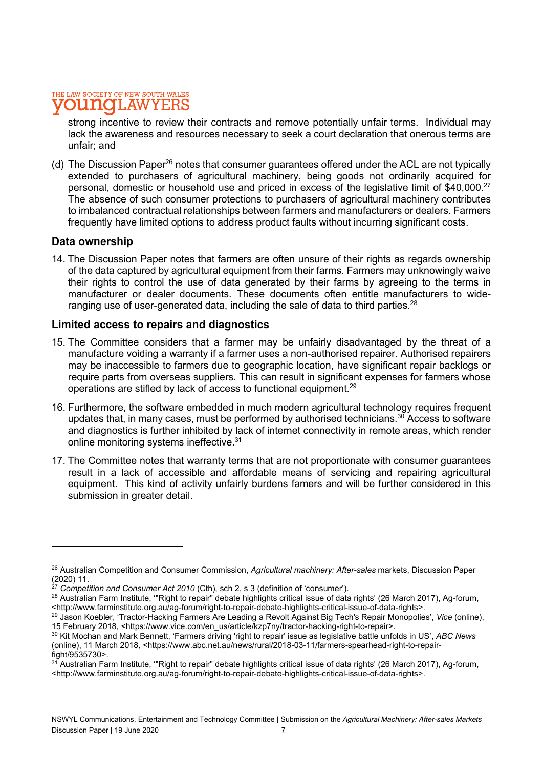strong incentive to review their contracts and remove potentially unfair terms. Individual may lack the awareness and resources necessary to seek a court declaration that onerous terms are unfair; and

(d) The Discussion Paper[26] notes that consumer guarantees offered under the ACL are not typically extended to purchasers of agricultural machinery, being goods not ordinarily acquired for personal, domestic or household use and priced in excess of the legislative limit of $40,000.[27] The absence of such consumer protections to purchasers of agricultural machinery contributes to imbalanced contractual relationships between farmers and manufacturers or dealers. Farmers frequently have limited options to address product faults without incurring significant costs.

### Data ownership

14. The Discussion Paper notes that farmers are often unsure of their rights as regards ownership of the data captured by agricultural equipment from their farms. Farmers may unknowingly waive their rights to control the use of data generated by their farms by agreeing to the terms in manufacturer or dealer documents. These documents often entitle manufacturers to wide-ranging use of user-generated data, including the sale of data to third parties.[28]

### Limited access to repairs and diagnostics

15. The Committee considers that a farmer may be unfairly disadvantaged by the threat of a manufacture voiding a warranty if a farmer uses a non-authorised repairer. Authorised repairers may be inaccessible to farmers due to geographic location, have significant repair backlogs or require parts from overseas suppliers. This can result in significant expenses for farmers whose operations are stifled by lack of access to functional equipment.[29]

16. Furthermore, the software embedded in much modern agricultural technology requires frequent updates that, in many cases, must be performed by authorised technicians.[30] Access to software and diagnostics is further inhibited by lack of internet connectivity in remote areas, which render online monitoring systems ineffective.[31]

17. The Committee notes that warranty terms that are not proportionate with consumer guarantees result in a lack of accessible and affordable means of servicing and repairing agricultural equipment. This kind of activity unfairly burdens famers and will be further considered in this submission in greater detail.

---

[26] Australian Competition and Consumer Commission, *Agricultural machinery: After-sales* markets, Discussion Paper (2020) 11.

[27] *Competition and Consumer Act 2010* (Cth), sch 2, s 3 (definition of 'consumer').

[28] Australian Farm Institute, '"Right to repair" debate highlights critical issue of data rights' (26 March 2017), Ag-forum, <http://www.farminstitute.org.au/ag-forum/right-to-repair-debate-highlights-critical-issue-of-data-rights>.

[29] Jason Koebler, 'Tractor-Hacking Farmers Are Leading a Revolt Against Big Tech's Repair Monopolies', *Vice* (online), 15 February 2018, <https://www.vice.com/en_us/article/kzp7ny/tractor-hacking-right-to-repair>.

[30] Kit Mochan and Mark Bennett, 'Farmers driving 'right to repair' issue as legislative battle unfolds in US', *ABC News* (online), 11 March 2018, <https://www.abc.net.au/news/rural/2018-03-11/farmers-spearhead-right-to-repair-fight/9535730>.

[31] Australian Farm Institute, '"Right to repair" debate highlights critical issue of data rights' (26 March 2017), Ag-forum, <http://www.farminstitute.org.au/ag-forum/right-to-repair-debate-highlights-critical-issue-of-data-rights>.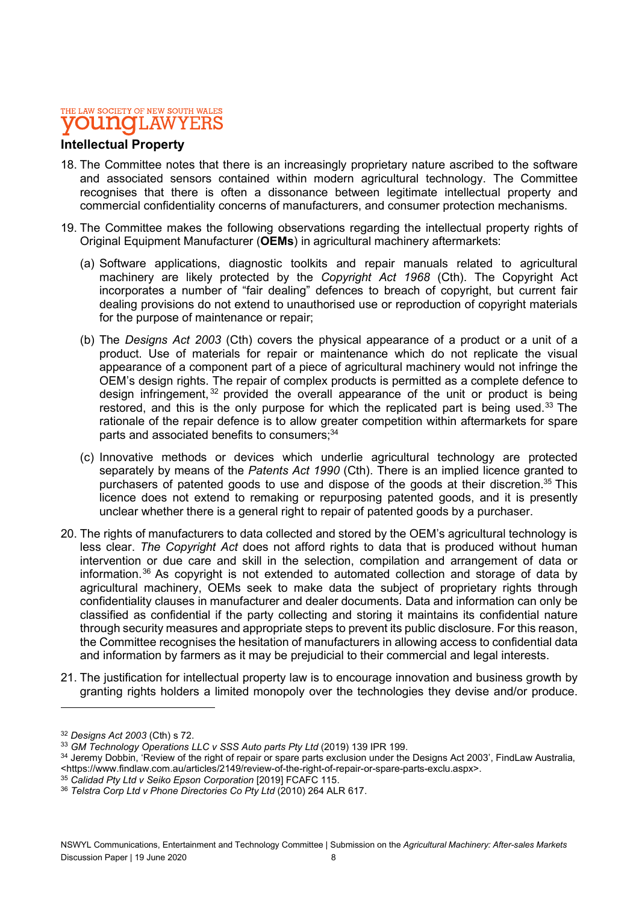## Intellectual Property

18. The Committee notes that there is an increasingly proprietary nature ascribed to the software and associated sensors contained within modern agricultural technology. The Committee recognises that there is often a dissonance between legitimate intellectual property and commercial confidentiality concerns of manufacturers, and consumer protection mechanisms.

19. The Committee makes the following observations regarding the intellectual property rights of Original Equipment Manufacturer (**OEMs**) in agricultural machinery aftermarkets:

    (a) Software applications, diagnostic toolkits and repair manuals related to agricultural machinery are likely protected by the *Copyright Act 1968* (Cth). The Copyright Act incorporates a number of "fair dealing" defences to breach of copyright, but current fair dealing provisions do not extend to unauthorised use or reproduction of copyright materials for the purpose of maintenance or repair;

    (b) The *Designs Act 2003* (Cth) covers the physical appearance of a product or a unit of a product. Use of materials for repair or maintenance which do not replicate the visual appearance of a component part of a piece of agricultural machinery would not infringe the OEM's design rights. The repair of complex products is permitted as a complete defence to design infringement,[32] provided the overall appearance of the unit or product is being restored, and this is the only purpose for which the replicated part is being used.[33] The rationale of the repair defence is to allow greater competition within aftermarkets for spare parts and associated benefits to consumers;[34]

    (c) Innovative methods or devices which underlie agricultural technology are protected separately by means of the *Patents Act 1990* (Cth). There is an implied licence granted to purchasers of patented goods to use and dispose of the goods at their discretion.[35] This licence does not extend to remaking or repurposing patented goods, and it is presently unclear whether there is a general right to repair of patented goods by a purchaser.

20. The rights of manufacturers to data collected and stored by the OEM's agricultural technology is less clear. *The Copyright Act* does not afford rights to data that is produced without human intervention or due care and skill in the selection, compilation and arrangement of data or information.[36] As copyright is not extended to automated collection and storage of data by agricultural machinery, OEMs seek to make data the subject of proprietary rights through confidentiality clauses in manufacturer and dealer documents. Data and information can only be classified as confidential if the party collecting and storing it maintains its confidential nature through security measures and appropriate steps to prevent its public disclosure. For this reason, the Committee recognises the hesitation of manufacturers in allowing access to confidential data and information by farmers as it may be prejudicial to their commercial and legal interests.

21. The justification for intellectual property law is to encourage innovation and business growth by granting rights holders a limited monopoly over the technologies they devise and/or produce.

---

[32] *Designs Act 2003* (Cth) s 72.

[33] *GM Technology Operations LLC v SSS Auto parts Pty Ltd* (2019) 139 IPR 199.

[34] Jeremy Dobbin, 'Review of the right of repair or spare parts exclusion under the Designs Act 2003', FindLaw Australia, <https://www.findlaw.com.au/articles/2149/review-of-the-right-of-repair-or-spare-parts-exclu.aspx>.

[35] *Calidad Pty Ltd v Seiko Epson Corporation* [2019] FCAFC 115.

[36] *Telstra Corp Ltd v Phone Directories Co Pty Ltd* (2010) 264 ALR 617.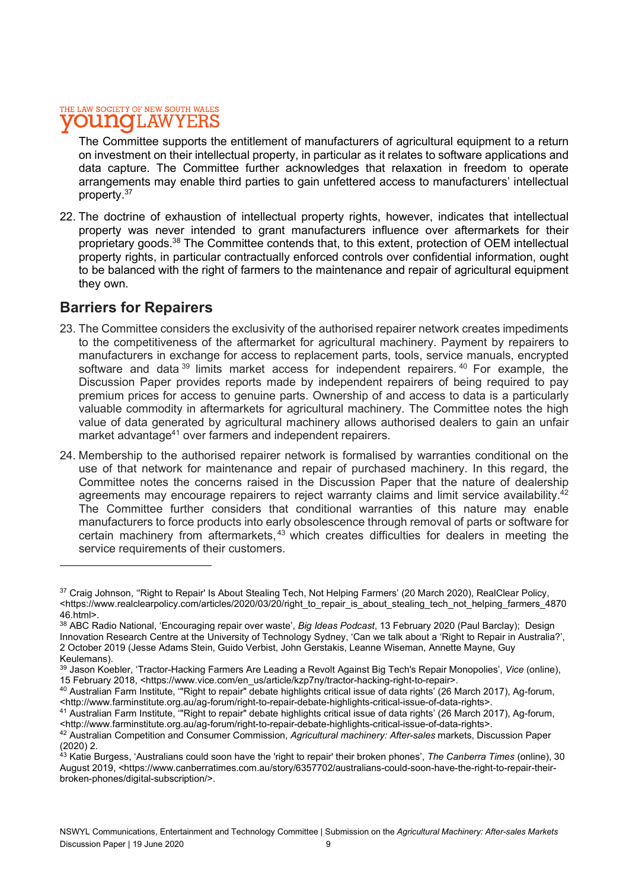The Committee supports the entitlement of manufacturers of agricultural equipment to a return on investment on their intellectual property, in particular as it relates to software applications and data capture. The Committee further acknowledges that relaxation in freedom to operate arrangements may enable third parties to gain unfettered access to manufacturers' intellectual property.[37]

22. The doctrine of exhaustion of intellectual property rights, however, indicates that intellectual property was never intended to grant manufacturers influence over aftermarkets for their proprietary goods.[38] The Committee contends that, to this extent, protection of OEM intellectual property rights, in particular contractually enforced controls over confidential information, ought to be balanced with the right of farmers to the maintenance and repair of agricultural equipment they own.

## Barriers for Repairers

23. The Committee considers the exclusivity of the authorised repairer network creates impediments to the competitiveness of the aftermarket for agricultural machinery. Payment by repairers to manufacturers in exchange for access to replacement parts, tools, service manuals, encrypted software and data[39] limits market access for independent repairers.[40] For example, the Discussion Paper provides reports made by independent repairers of being required to pay premium prices for access to genuine parts. Ownership of and access to data is a particularly valuable commodity in aftermarkets for agricultural machinery. The Committee notes the high value of data generated by agricultural machinery allows authorised dealers to gain an unfair market advantage[41] over farmers and independent repairers.

24. Membership to the authorised repairer network is formalised by warranties conditional on the use of that network for maintenance and repair of purchased machinery. In this regard, the Committee notes the concerns raised in the Discussion Paper that the nature of dealership agreements may encourage repairers to reject warranty claims and limit service availability.[42] The Committee further considers that conditional warranties of this nature may enable manufacturers to force products into early obsolescence through removal of parts or software for certain machinery from aftermarkets,[43] which creates difficulties for dealers in meeting the service requirements of their customers.

---

[37] Craig Johnson, ''Right to Repair' Is About Stealing Tech, Not Helping Farmers' (20 March 2020), RealClear Policy, <https://www.realclearpolicy.com/articles/2020/03/20/right_to_repair_is_about_stealing_tech_not_helping_farmers_487046.html>.

[38] ABC Radio National, 'Encouraging repair over waste', *Big Ideas Podcast*, 13 February 2020 (Paul Barclay); Design Innovation Research Centre at the University of Technology Sydney, 'Can we talk about a 'Right to Repair in Australia?', 2 October 2019 (Jesse Adams Stein, Guido Verbist, John Gerstakis, Leanne Wiseman, Annette Mayne, Guy Keulemans).

[39] Jason Koebler, 'Tractor-Hacking Farmers Are Leading a Revolt Against Big Tech's Repair Monopolies', *Vice* (online), 15 February 2018, <https://www.vice.com/en_us/article/kzp7ny/tractor-hacking-right-to-repair>.

[40] Australian Farm Institute, '"Right to repair" debate highlights critical issue of data rights' (26 March 2017), Ag-forum, <http://www.farminstitute.org.au/ag-forum/right-to-repair-debate-highlights-critical-issue-of-data-rights>.

[41] Australian Farm Institute, '"Right to repair" debate highlights critical issue of data rights' (26 March 2017), Ag-forum, <http://www.farminstitute.org.au/ag-forum/right-to-repair-debate-highlights-critical-issue-of-data-rights>.

[42] Australian Competition and Consumer Commission, *Agricultural machinery: After-sales* markets, Discussion Paper (2020) 2.

[43] Katie Burgess, 'Australians could soon have the 'right to repair' their broken phones', *The Canberra Times* (online), 30 August 2019, <https://www.canberratimes.com.au/story/6357702/australians-could-soon-have-the-right-to-repair-their-broken-phones/digital-subscription/>.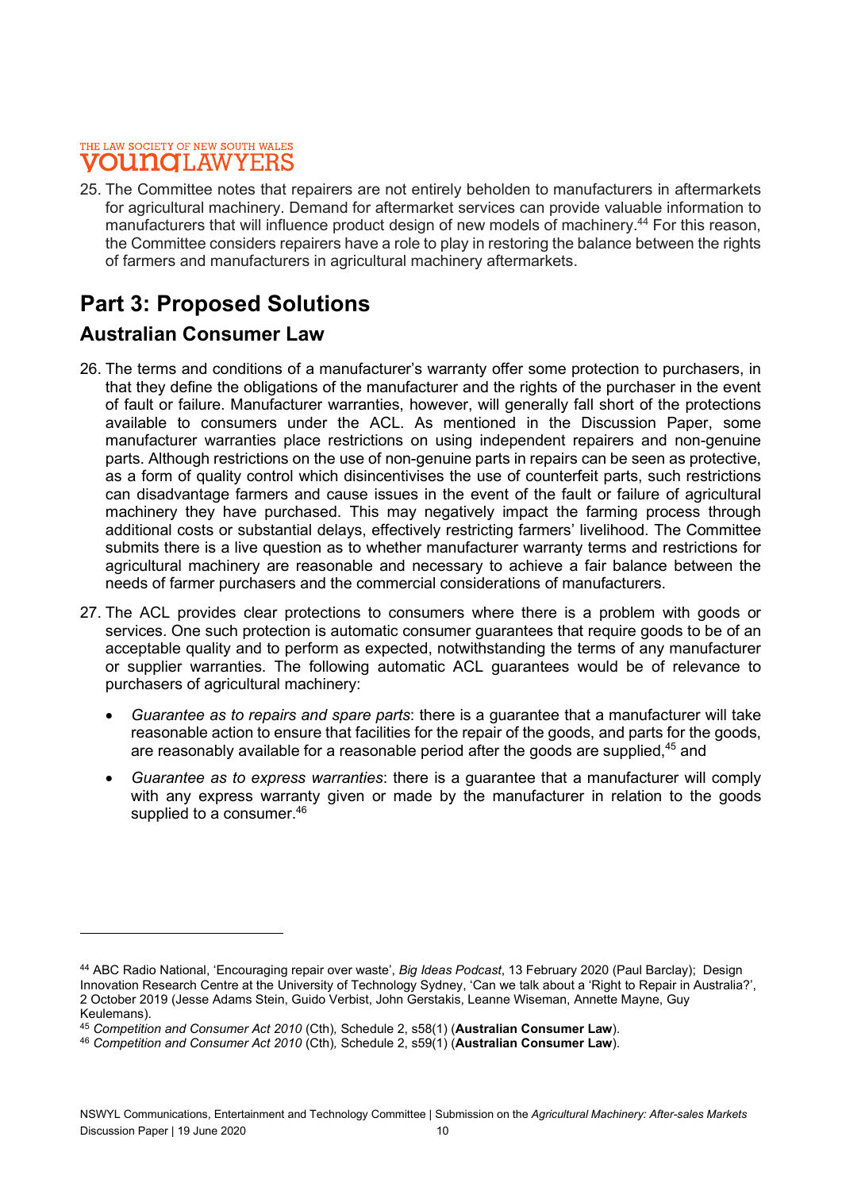25. The Committee notes that repairers are not entirely beholden to manufacturers in aftermarkets for agricultural machinery. Demand for aftermarket services can provide valuable information to manufacturers that will influence product design of new models of machinery.[44] For this reason, the Committee considers repairers have a role to play in restoring the balance between the rights of farmers and manufacturers in agricultural machinery aftermarkets.

# Part 3: Proposed Solutions

## Australian Consumer Law

26. The terms and conditions of a manufacturer's warranty offer some protection to purchasers, in that they define the obligations of the manufacturer and the rights of the purchaser in the event of fault or failure. Manufacturer warranties, however, will generally fall short of the protections available to consumers under the ACL. As mentioned in the Discussion Paper, some manufacturer warranties place restrictions on using independent repairers and non-genuine parts. Although restrictions on the use of non-genuine parts in repairs can be seen as protective, as a form of quality control which disincentivises the use of counterfeit parts, such restrictions can disadvantage farmers and cause issues in the event of the fault or failure of agricultural machinery they have purchased. This may negatively impact the farming process through additional costs or substantial delays, effectively restricting farmers' livelihood. The Committee submits there is a live question as to whether manufacturer warranty terms and restrictions for agricultural machinery are reasonable and necessary to achieve a fair balance between the needs of farmer purchasers and the commercial considerations of manufacturers.

27. The ACL provides clear protections to consumers where there is a problem with goods or services. One such protection is automatic consumer guarantees that require goods to be of an acceptable quality and to perform as expected, notwithstanding the terms of any manufacturer or supplier warranties. The following automatic ACL guarantees would be of relevance to purchasers of agricultural machinery:

    - *Guarantee as to repairs and spare parts*: there is a guarantee that a manufacturer will take reasonable action to ensure that facilities for the repair of the goods, and parts for the goods, are reasonably available for a reasonable period after the goods are supplied,[45] and

    - *Guarantee as to express warranties*: there is a guarantee that a manufacturer will comply with any express warranty given or made by the manufacturer in relation to the goods supplied to a consumer.[46]

---

[44] ABC Radio National, 'Encouraging repair over waste', *Big Ideas Podcast*, 13 February 2020 (Paul Barclay); Design Innovation Research Centre at the University of Technology Sydney, 'Can we talk about a 'Right to Repair in Australia?', 2 October 2019 (Jesse Adams Stein, Guido Verbist, John Gerstakis, Leanne Wiseman, Annette Mayne, Guy Keulemans).

[45] *Competition and Consumer Act 2010* (Cth), Schedule 2, s58(1) (**Australian Consumer Law**).

[46] *Competition and Consumer Act 2010* (Cth), Schedule 2, s59(1) (**Australian Consumer Law**).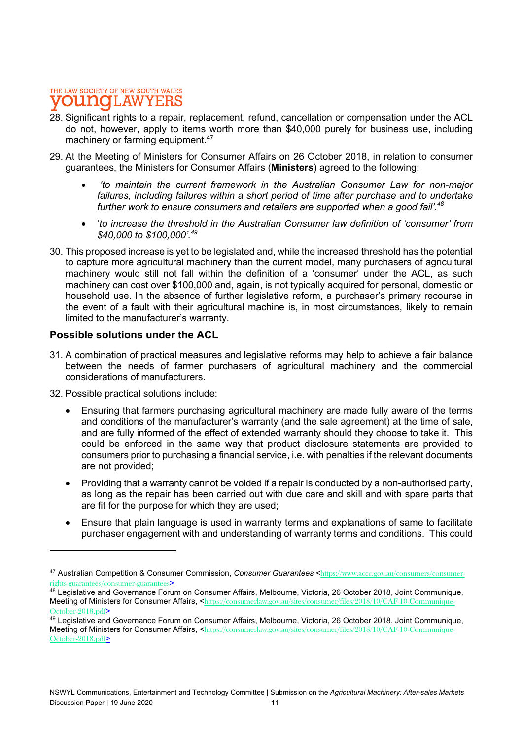28. Significant rights to a repair, replacement, refund, cancellation or compensation under the ACL do not, however, apply to items worth more than $40,000 purely for business use, including machinery or farming equipment.[47]

29. At the Meeting of Ministers for Consumer Affairs on 26 October 2018, in relation to consumer guarantees, the Ministers for Consumer Affairs (**Ministers**) agreed to the following:

    - *'to maintain the current framework in the Australian Consumer Law for non-major failures, including failures within a short period of time after purchase and to undertake further work to ensure consumers and retailers are supported when a good fail'.*[48]
    - '*to increase the threshold in the Australian Consumer law definition of 'consumer' from $40,000 to $100,000'.*[49]

30. This proposed increase is yet to be legislated and, while the increased threshold has the potential to capture more agricultural machinery than the current model, many purchasers of agricultural machinery would still not fall within the definition of a 'consumer' under the ACL, as such machinery can cost over $100,000 and, again, is not typically acquired for personal, domestic or household use. In the absence of further legislative reform, a purchaser's primary recourse in the event of a fault with their agricultural machine is, in most circumstances, likely to remain limited to the manufacturer's warranty.

## Possible solutions under the ACL

31. A combination of practical measures and legislative reforms may help to achieve a fair balance between the needs of farmer purchasers of agricultural machinery and the commercial considerations of manufacturers.

32. Possible practical solutions include:

    - Ensuring that farmers purchasing agricultural machinery are made fully aware of the terms and conditions of the manufacturer's warranty (and the sale agreement) at the time of sale, and are fully informed of the effect of extended warranty should they choose to take it. This could be enforced in the same way that product disclosure statements are provided to consumers prior to purchasing a financial service, i.e. with penalties if the relevant documents are not provided;
    - Providing that a warranty cannot be voided if a repair is conducted by a non-authorised party, as long as the repair has been carried out with due care and skill and with spare parts that are fit for the purpose for which they are used;
    - Ensure that plain language is used in warranty terms and explanations of same to facilitate purchaser engagement with and understanding of warranty terms and conditions. This could

---

[47] Australian Competition & Consumer Commission, *Consumer Guarantees* <https://www.accc.gov.au/consumers/consumer-rights-guarantees/consumer-guarantees>

[48] Legislative and Governance Forum on Consumer Affairs, Melbourne, Victoria, 26 October 2018, Joint Communique, Meeting of Ministers for Consumer Affairs, <https://consumerlaw.gov.au/sites/consumer/files/2018/10/CAF-10-Communique-October-2018.pdf>

[49] Legislative and Governance Forum on Consumer Affairs, Melbourne, Victoria, 26 October 2018, Joint Communique, Meeting of Ministers for Consumer Affairs, <https://consumerlaw.gov.au/sites/consumer/files/2018/10/CAF-10-Communique-October-2018.pdf>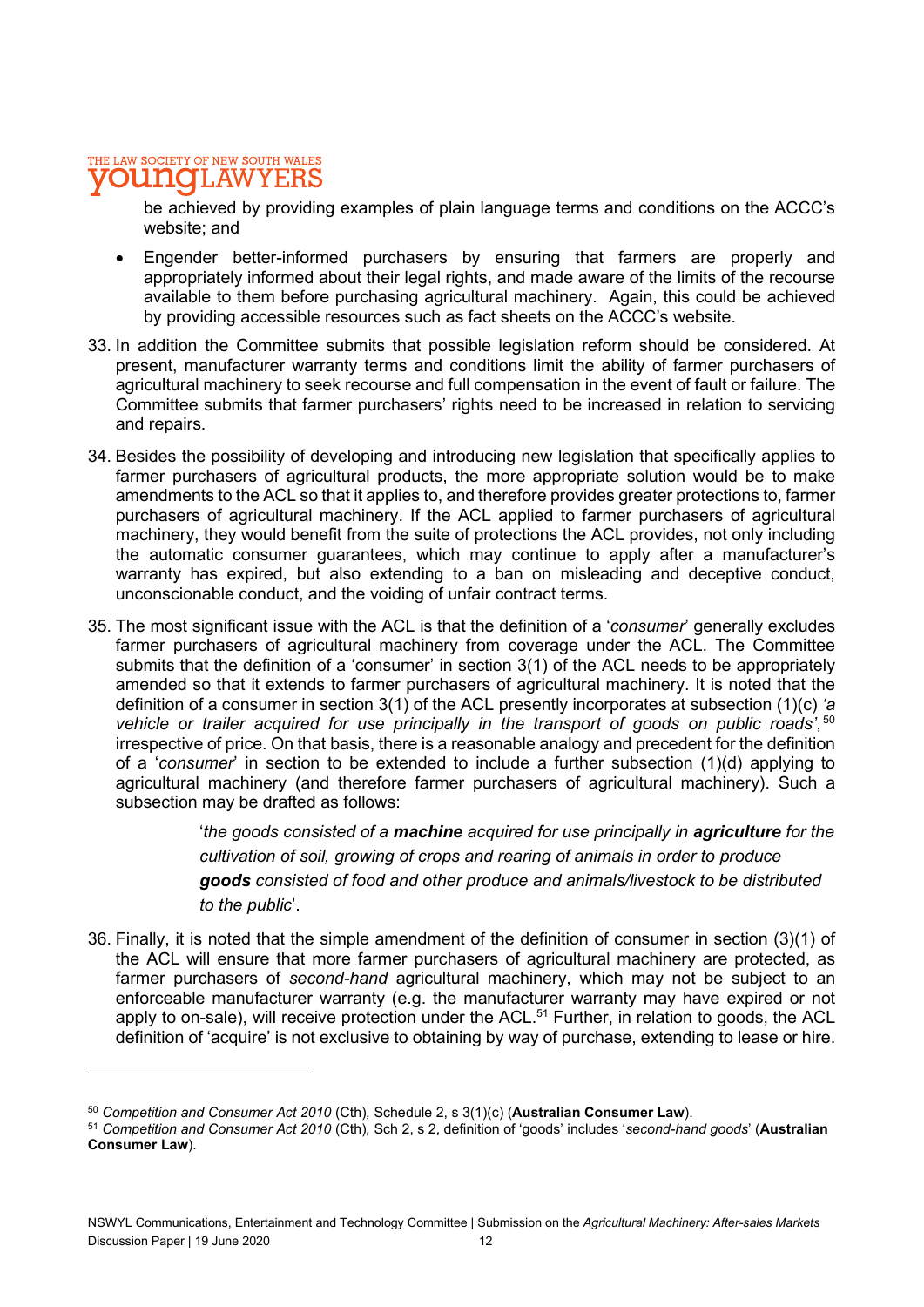be achieved by providing examples of plain language terms and conditions on the ACCC's website; and

- Engender better-informed purchasers by ensuring that farmers are properly and appropriately informed about their legal rights, and made aware of the limits of the recourse available to them before purchasing agricultural machinery. Again, this could be achieved by providing accessible resources such as fact sheets on the ACCC's website.

33. In addition the Committee submits that possible legislation reform should be considered. At present, manufacturer warranty terms and conditions limit the ability of farmer purchasers of agricultural machinery to seek recourse and full compensation in the event of fault or failure. The Committee submits that farmer purchasers' rights need to be increased in relation to servicing and repairs.

34. Besides the possibility of developing and introducing new legislation that specifically applies to farmer purchasers of agricultural products, the more appropriate solution would be to make amendments to the ACL so that it applies to, and therefore provides greater protections to, farmer purchasers of agricultural machinery. If the ACL applied to farmer purchasers of agricultural machinery, they would benefit from the suite of protections the ACL provides, not only including the automatic consumer guarantees, which may continue to apply after a manufacturer's warranty has expired, but also extending to a ban on misleading and deceptive conduct, unconscionable conduct, and the voiding of unfair contract terms.

35. The most significant issue with the ACL is that the definition of a '*consumer*' generally excludes farmer purchasers of agricultural machinery from coverage under the ACL. The Committee submits that the definition of a 'consumer' in section 3(1) of the ACL needs to be appropriately amended so that it extends to farmer purchasers of agricultural machinery. It is noted that the definition of a consumer in section 3(1) of the ACL presently incorporates at subsection (1)(c) *'a vehicle or trailer acquired for use principally in the transport of goods on public roads'*,[50] irrespective of price. On that basis, there is a reasonable analogy and precedent for the definition of a '*consumer*' in section to be extended to include a further subsection (1)(d) applying to agricultural machinery (and therefore farmer purchasers of agricultural machinery). Such a subsection may be drafted as follows:

   > '*the goods consisted of a **machine** acquired for use principally in **agriculture** for the cultivation of soil, growing of crops and rearing of animals in order to produce **goods** consisted of food and other produce and animals/livestock to be distributed to the public*'.

36. Finally, it is noted that the simple amendment of the definition of consumer in section (3)(1) of the ACL will ensure that more farmer purchasers of agricultural machinery are protected, as farmer purchasers of *second-hand* agricultural machinery, which may not be subject to an enforceable manufacturer warranty (e.g. the manufacturer warranty may have expired or not apply to on-sale), will receive protection under the ACL.[51] Further, in relation to goods, the ACL definition of 'acquire' is not exclusive to obtaining by way of purchase, extending to lease or hire.

---

[50] *Competition and Consumer Act 2010* (Cth)*,* Schedule 2, s 3(1)(c) (**Australian Consumer Law**).

[51] *Competition and Consumer Act 2010* (Cth)*,* Sch 2, s 2, definition of 'goods' includes '*second-hand goods*' (**Australian Consumer Law**).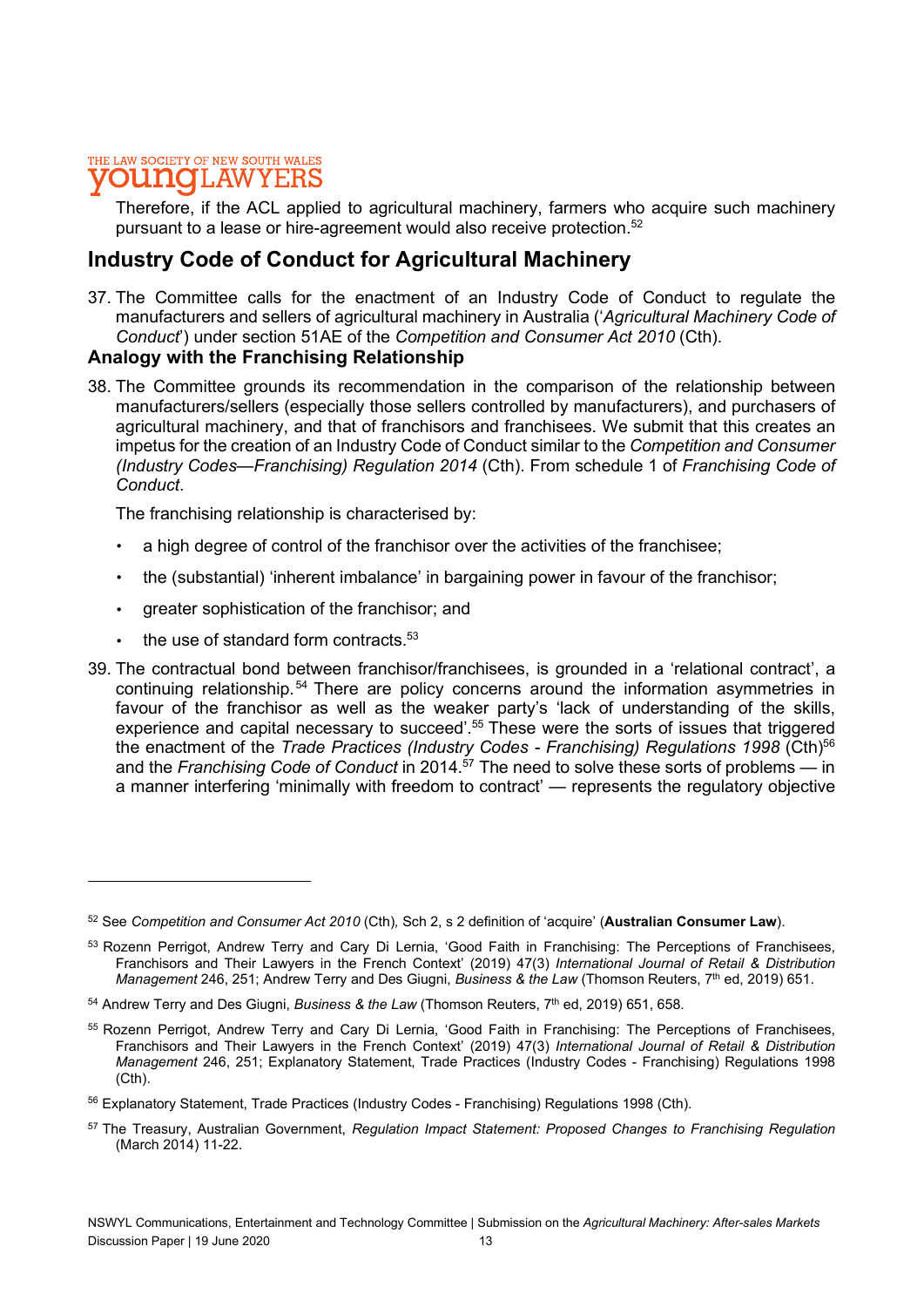Therefore, if the ACL applied to agricultural machinery, farmers who acquire such machinery pursuant to a lease or hire-agreement would also receive protection.[52]

## Industry Code of Conduct for Agricultural Machinery

37. The Committee calls for the enactment of an Industry Code of Conduct to regulate the manufacturers and sellers of agricultural machinery in Australia ('*Agricultural Machinery Code of Conduct*') under section 51AE of the *Competition and Consumer Act 2010* (Cth).

### Analogy with the Franchising Relationship

38. The Committee grounds its recommendation in the comparison of the relationship between manufacturers/sellers (especially those sellers controlled by manufacturers), and purchasers of agricultural machinery, and that of franchisors and franchisees. We submit that this creates an impetus for the creation of an Industry Code of Conduct similar to the *Competition and Consumer (Industry Codes—Franchising) Regulation 2014* (Cth). From schedule 1 of *Franchising Code of Conduct*.

    The franchising relationship is characterised by:

    - a high degree of control of the franchisor over the activities of the franchisee;
    - the (substantial) 'inherent imbalance' in bargaining power in favour of the franchisor;
    - greater sophistication of the franchisor; and
    - the use of standard form contracts.[53]

39. The contractual bond between franchisor/franchisees, is grounded in a 'relational contract', a continuing relationship.[54] There are policy concerns around the information asymmetries in favour of the franchisor as well as the weaker party's 'lack of understanding of the skills, experience and capital necessary to succeed'.[55] These were the sorts of issues that triggered the enactment of the *Trade Practices (Industry Codes - Franchising) Regulations 1998* (Cth)[56] and the *Franchising Code of Conduct* in 2014.[57] The need to solve these sorts of problems — in a manner interfering 'minimally with freedom to contract' — represents the regulatory objective

---

[52] See *Competition and Consumer Act 2010* (Cth), Sch 2, s 2 definition of 'acquire' (**Australian Consumer Law**).

[53] Rozenn Perrigot, Andrew Terry and Cary Di Lernia, 'Good Faith in Franchising: The Perceptions of Franchisees, Franchisors and Their Lawyers in the French Context' (2019) 47(3) *International Journal of Retail & Distribution Management* 246, 251; Andrew Terry and Des Giugni, *Business & the Law* (Thomson Reuters, 7th ed, 2019) 651.

[54] Andrew Terry and Des Giugni, *Business & the Law* (Thomson Reuters, 7th ed, 2019) 651, 658.

[55] Rozenn Perrigot, Andrew Terry and Cary Di Lernia, 'Good Faith in Franchising: The Perceptions of Franchisees, Franchisors and Their Lawyers in the French Context' (2019) 47(3) *International Journal of Retail & Distribution Management* 246, 251; Explanatory Statement, Trade Practices (Industry Codes - Franchising) Regulations 1998 (Cth).

[56] Explanatory Statement, Trade Practices (Industry Codes - Franchising) Regulations 1998 (Cth).

[57] The Treasury, Australian Government, *Regulation Impact Statement: Proposed Changes to Franchising Regulation* (March 2014) 11-22.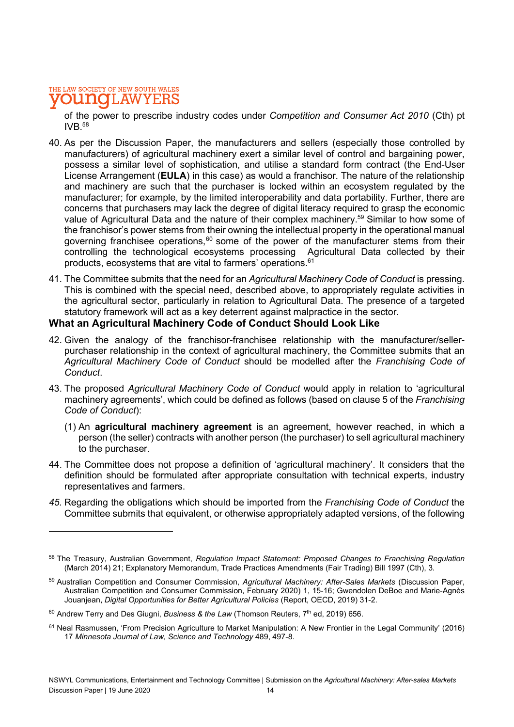of the power to prescribe industry codes under *Competition and Consumer Act 2010* (Cth) pt IVB.[58]

40. As per the Discussion Paper, the manufacturers and sellers (especially those controlled by manufacturers) of agricultural machinery exert a similar level of control and bargaining power, possess a similar level of sophistication, and utilise a standard form contract (the End-User License Arrangement (**EULA**) in this case) as would a franchisor. The nature of the relationship and machinery are such that the purchaser is locked within an ecosystem regulated by the manufacturer; for example, by the limited interoperability and data portability. Further, there are concerns that purchasers may lack the degree of digital literacy required to grasp the economic value of Agricultural Data and the nature of their complex machinery.[59] Similar to how some of the franchisor's power stems from their owning the intellectual property in the operational manual governing franchisee operations,[60] some of the power of the manufacturer stems from their controlling the technological ecosystems processing Agricultural Data collected by their products, ecosystems that are vital to farmers' operations.[61]

41. The Committee submits that the need for an *Agricultural Machinery Code of Conduct* is pressing. This is combined with the special need, described above, to appropriately regulate activities in the agricultural sector, particularly in relation to Agricultural Data. The presence of a targeted statutory framework will act as a key deterrent against malpractice in the sector.

### What an Agricultural Machinery Code of Conduct Should Look Like

42. Given the analogy of the franchisor-franchisee relationship with the manufacturer/seller-purchaser relationship in the context of agricultural machinery, the Committee submits that an *Agricultural Machinery Code of Conduct* should be modelled after the *Franchising Code of Conduct*.

43. The proposed *Agricultural Machinery Code of Conduct* would apply in relation to 'agricultural machinery agreements', which could be defined as follows (based on clause 5 of the *Franchising Code of Conduct*):

    (1) An **agricultural machinery agreement** is an agreement, however reached, in which a person (the seller) contracts with another person (the purchaser) to sell agricultural machinery to the purchaser.

44. The Committee does not propose a definition of 'agricultural machinery'. It considers that the definition should be formulated after appropriate consultation with technical experts, industry representatives and farmers.

45. Regarding the obligations which should be imported from the *Franchising Code of Conduct* the Committee submits that equivalent, or otherwise appropriately adapted versions, of the following

---

[58] The Treasury, Australian Government, *Regulation Impact Statement: Proposed Changes to Franchising Regulation* (March 2014) 21; Explanatory Memorandum, Trade Practices Amendments (Fair Trading) Bill 1997 (Cth), 3.

[59] Australian Competition and Consumer Commission, *Agricultural Machinery: After-Sales Markets* (Discussion Paper, Australian Competition and Consumer Commission, February 2020) 1, 15-16; Gwendolen DeBoe and Marie-Agnès Jouanjean, *Digital Opportunities for Better Agricultural Policies* (Report, OECD, 2019) 31-2.

[60] Andrew Terry and Des Giugni, *Business & the Law* (Thomson Reuters, 7th ed, 2019) 656.

[61] Neal Rasmussen, 'From Precision Agriculture to Market Manipulation: A New Frontier in the Legal Community' (2016) 17 *Minnesota Journal of Law, Science and Technology* 489, 497-8.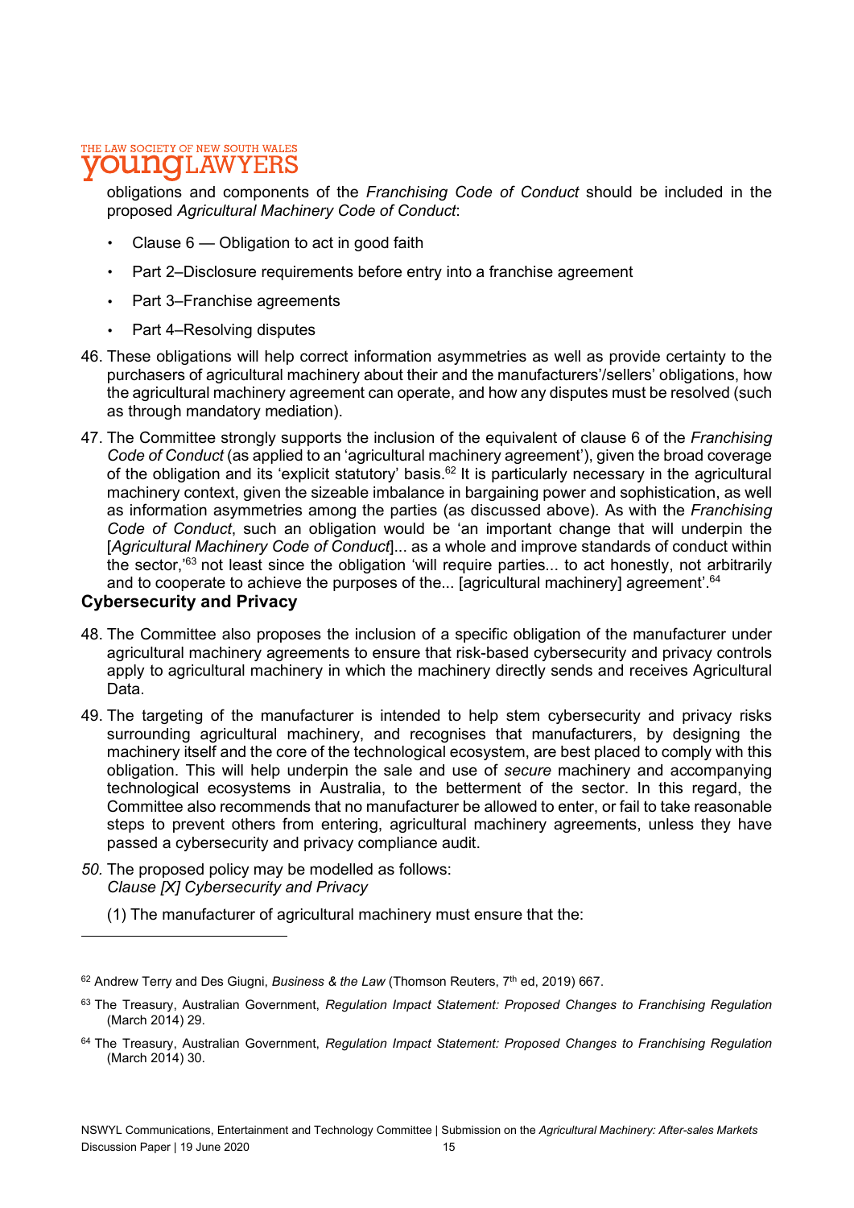obligations and components of the *Franchising Code of Conduct* should be included in the proposed *Agricultural Machinery Code of Conduct*:

- Clause 6 — Obligation to act in good faith
- Part 2–Disclosure requirements before entry into a franchise agreement
- Part 3–Franchise agreements
- Part 4–Resolving disputes

46. These obligations will help correct information asymmetries as well as provide certainty to the purchasers of agricultural machinery about their and the manufacturers'/sellers' obligations, how the agricultural machinery agreement can operate, and how any disputes must be resolved (such as through mandatory mediation).

47. The Committee strongly supports the inclusion of the equivalent of clause 6 of the *Franchising Code of Conduct* (as applied to an 'agricultural machinery agreement'), given the broad coverage of the obligation and its 'explicit statutory' basis.[62] It is particularly necessary in the agricultural machinery context, given the sizeable imbalance in bargaining power and sophistication, as well as information asymmetries among the parties (as discussed above). As with the *Franchising Code of Conduct*, such an obligation would be 'an important change that will underpin the [*Agricultural Machinery Code of Conduct*]... as a whole and improve standards of conduct within the sector,'[63] not least since the obligation 'will require parties... to act honestly, not arbitrarily and to cooperate to achieve the purposes of the... [agricultural machinery] agreement'.[64]

### Cybersecurity and Privacy

48. The Committee also proposes the inclusion of a specific obligation of the manufacturer under agricultural machinery agreements to ensure that risk-based cybersecurity and privacy controls apply to agricultural machinery in which the machinery directly sends and receives Agricultural Data.

49. The targeting of the manufacturer is intended to help stem cybersecurity and privacy risks surrounding agricultural machinery, and recognises that manufacturers, by designing the machinery itself and the core of the technological ecosystem, are best placed to comply with this obligation. This will help underpin the sale and use of *secure* machinery and accompanying technological ecosystems in Australia, to the betterment of the sector. In this regard, the Committee also recommends that no manufacturer be allowed to enter, or fail to take reasonable steps to prevent others from entering, agricultural machinery agreements, unless they have passed a cybersecurity and privacy compliance audit.

*50.* The proposed policy may be modelled as follows:
*Clause [X] Cybersecurity and Privacy*

(1) The manufacturer of agricultural machinery must ensure that the:

---

[62] Andrew Terry and Des Giugni, *Business & the Law* (Thomson Reuters, 7th ed, 2019) 667.

[63] The Treasury, Australian Government, *Regulation Impact Statement: Proposed Changes to Franchising Regulation* (March 2014) 29.

[64] The Treasury, Australian Government, *Regulation Impact Statement: Proposed Changes to Franchising Regulation* (March 2014) 30.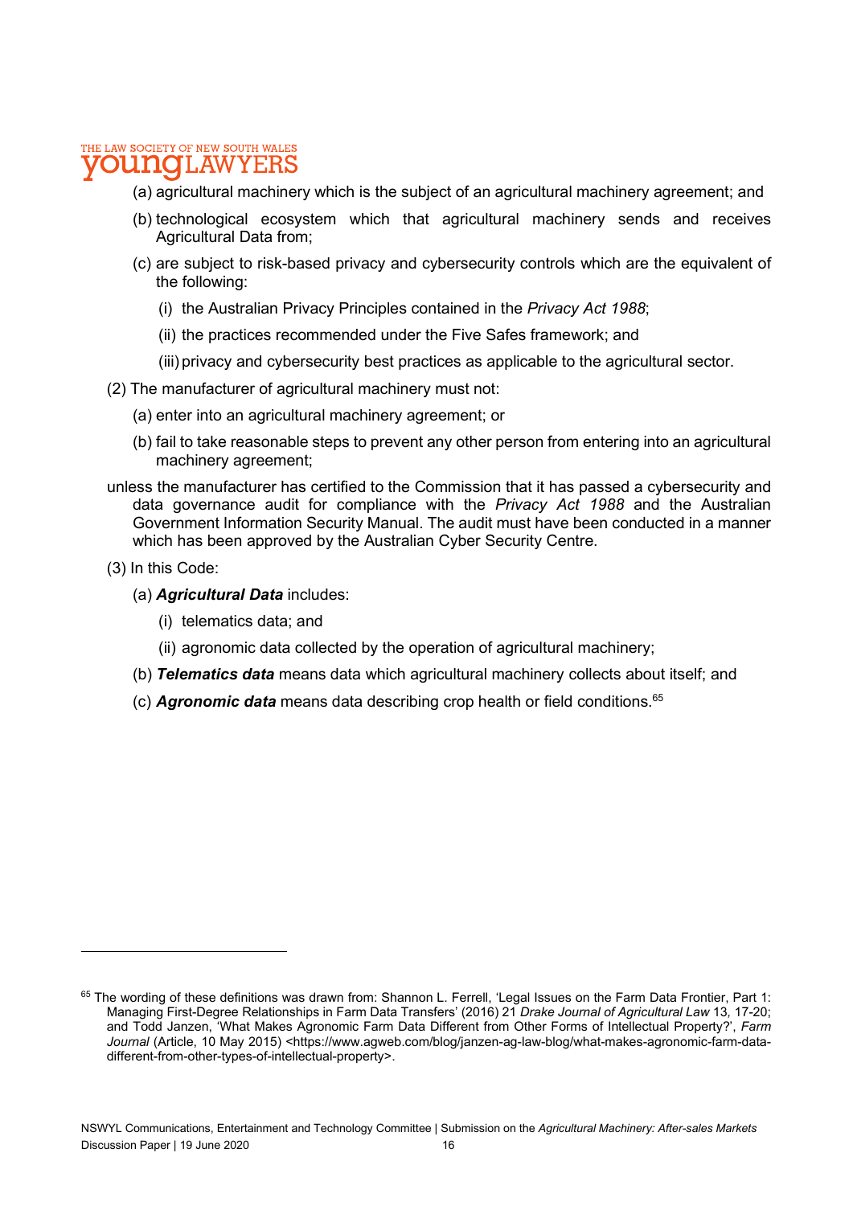(a) agricultural machinery which is the subject of an agricultural machinery agreement; and

(b) technological ecosystem which that agricultural machinery sends and receives Agricultural Data from;

(c) are subject to risk-based privacy and cybersecurity controls which are the equivalent of the following:

(i) the Australian Privacy Principles contained in the *Privacy Act 1988*;

(ii) the practices recommended under the Five Safes framework; and

(iii) privacy and cybersecurity best practices as applicable to the agricultural sector.

(2) The manufacturer of agricultural machinery must not:

(a) enter into an agricultural machinery agreement; or

(b) fail to take reasonable steps to prevent any other person from entering into an agricultural machinery agreement;

unless the manufacturer has certified to the Commission that it has passed a cybersecurity and data governance audit for compliance with the *Privacy Act 1988* and the Australian Government Information Security Manual. The audit must have been conducted in a manner which has been approved by the Australian Cyber Security Centre.

(3) In this Code:

(a) ***Agricultural Data*** includes:

(i) telematics data; and

(ii) agronomic data collected by the operation of agricultural machinery;

(b) ***Telematics data*** means data which agricultural machinery collects about itself; and

(c) ***Agronomic data*** means data describing crop health or field conditions.[65]

---

[65] The wording of these definitions was drawn from: Shannon L. Ferrell, 'Legal Issues on the Farm Data Frontier, Part 1: Managing First-Degree Relationships in Farm Data Transfers' (2016) 21 *Drake Journal of Agricultural Law* 13, 17-20; and Todd Janzen, 'What Makes Agronomic Farm Data Different from Other Forms of Intellectual Property?', *Farm Journal* (Article, 10 May 2015) <https://www.agweb.com/blog/janzen-ag-law-blog/what-makes-agronomic-farm-data-different-from-other-types-of-intellectual-property>.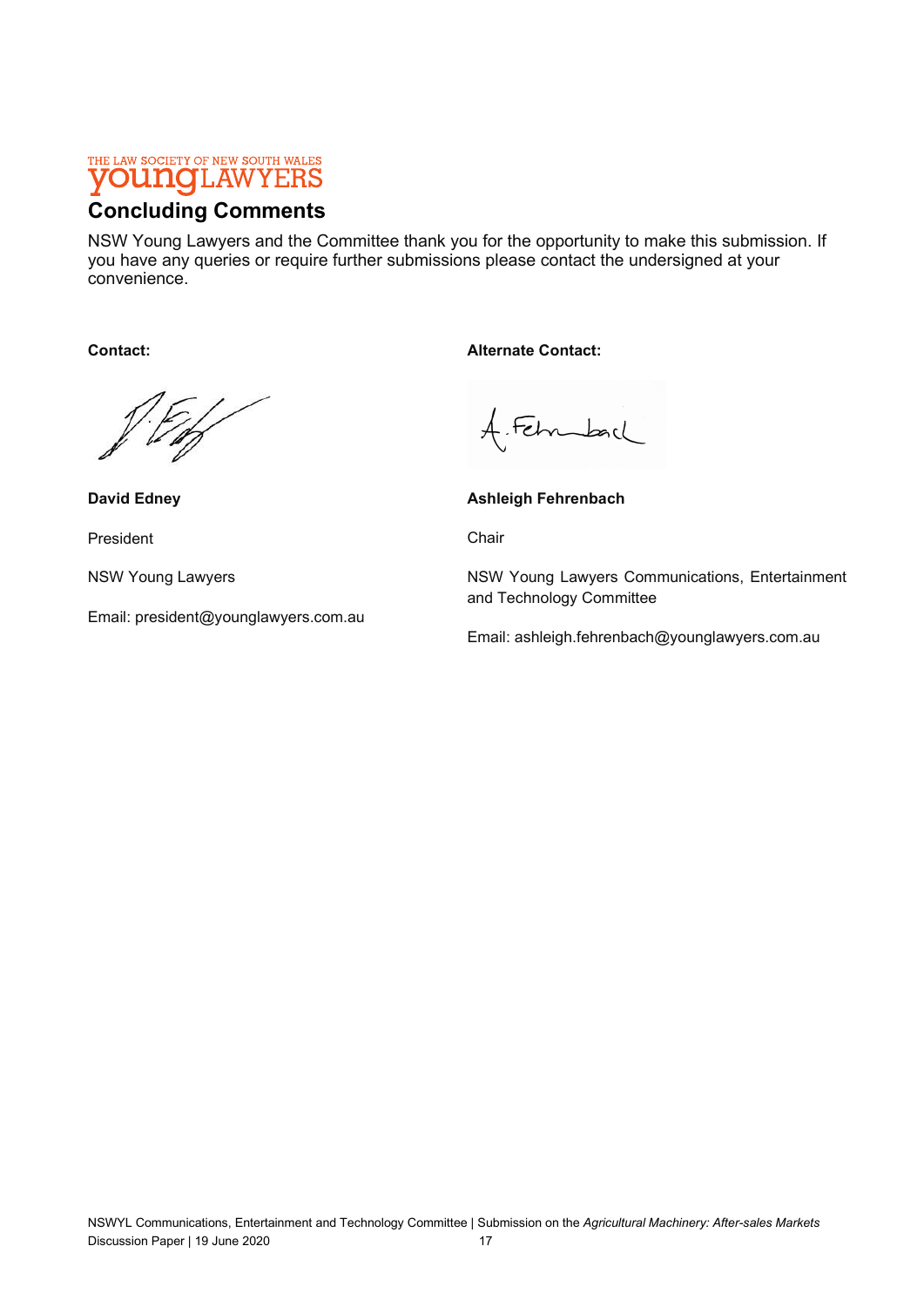THE LAW SOCIETY OF NEW SOUTH WALES
youngLAWYERS

## Concluding Comments

NSW Young Lawyers and the Committee thank you for the opportunity to make this submission. If you have any queries or require further submissions please contact the undersigned at your convenience.

**Contact:**

**David Edney**

President

NSW Young Lawyers

Email: president@younglawyers.com.au

**Alternate Contact:**

**Ashleigh Fehrenbach**

Chair

NSW Young Lawyers Communications, Entertainment and Technology Committee

Email: ashleigh.fehrenbach@younglawyers.com.au